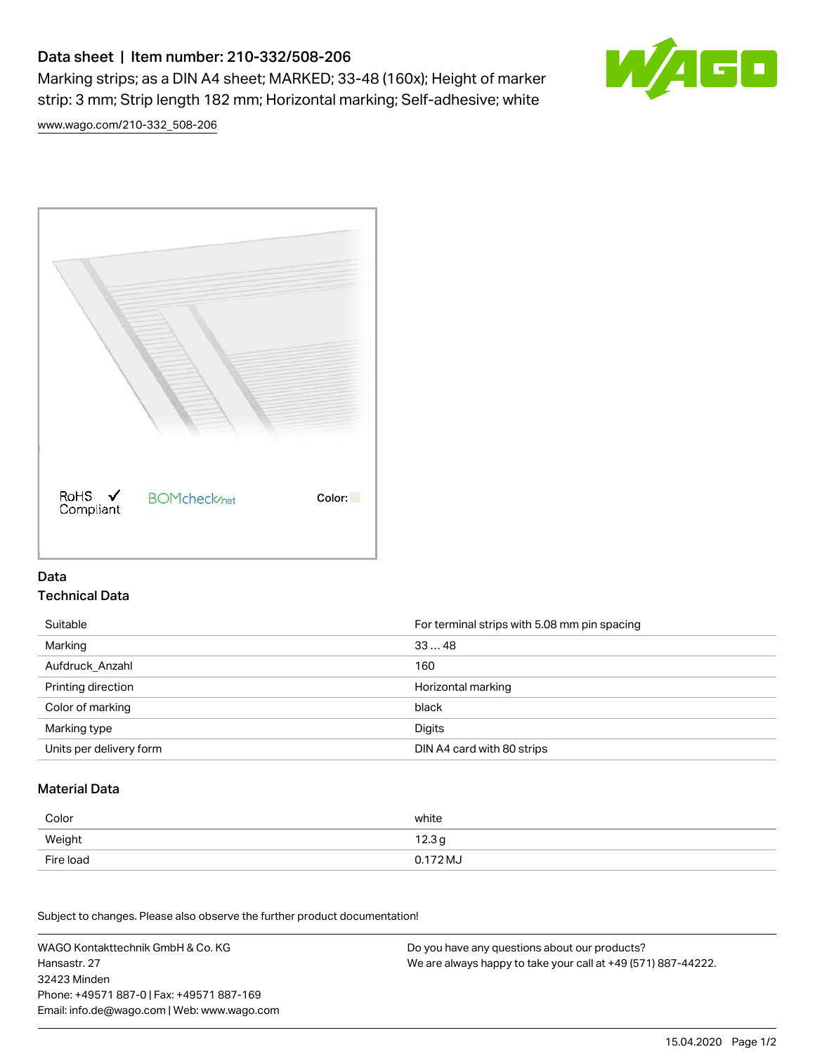# Data sheet | Item number: 210-332/508-206

Marking strips; as a DIN A4 sheet; MARKED; 33-48 (160x); Height of marker strip: 3 mm; Strip length 182 mm; Horizontal marking; Self-adhesive; white

www.wago.com/210-332_508-206

RoHS ✓ Compliant BOMcheck.net Color:

## Data

### Technical Data

| | |
|---|---|
| Suitable | For terminal strips with 5.08 mm pin spacing |
| Marking | 33 … 48 |
| Aufdruck_Anzahl | 160 |
| Printing direction | Horizontal marking |
| Color of marking | black |
| Marking type | Digits |
| Units per delivery form | DIN A4 card with 80 strips |

### Material Data

| | |
|---|---|
| Color | white |
| Weight | 12.3 g |
| Fire load | 0.172 MJ |

Subject to changes. Please also observe the further product documentation!

WAGO Kontakttechnik GmbH & Co. KG
Hansastr. 27
32423 Minden
Phone: +49571 887-0 | Fax: +49571 887-169
Email: info.de@wago.com | Web: www.wago.com

Do you have any questions about our products?
We are always happy to take your call at +49 (571) 887-44222.

15.04.2020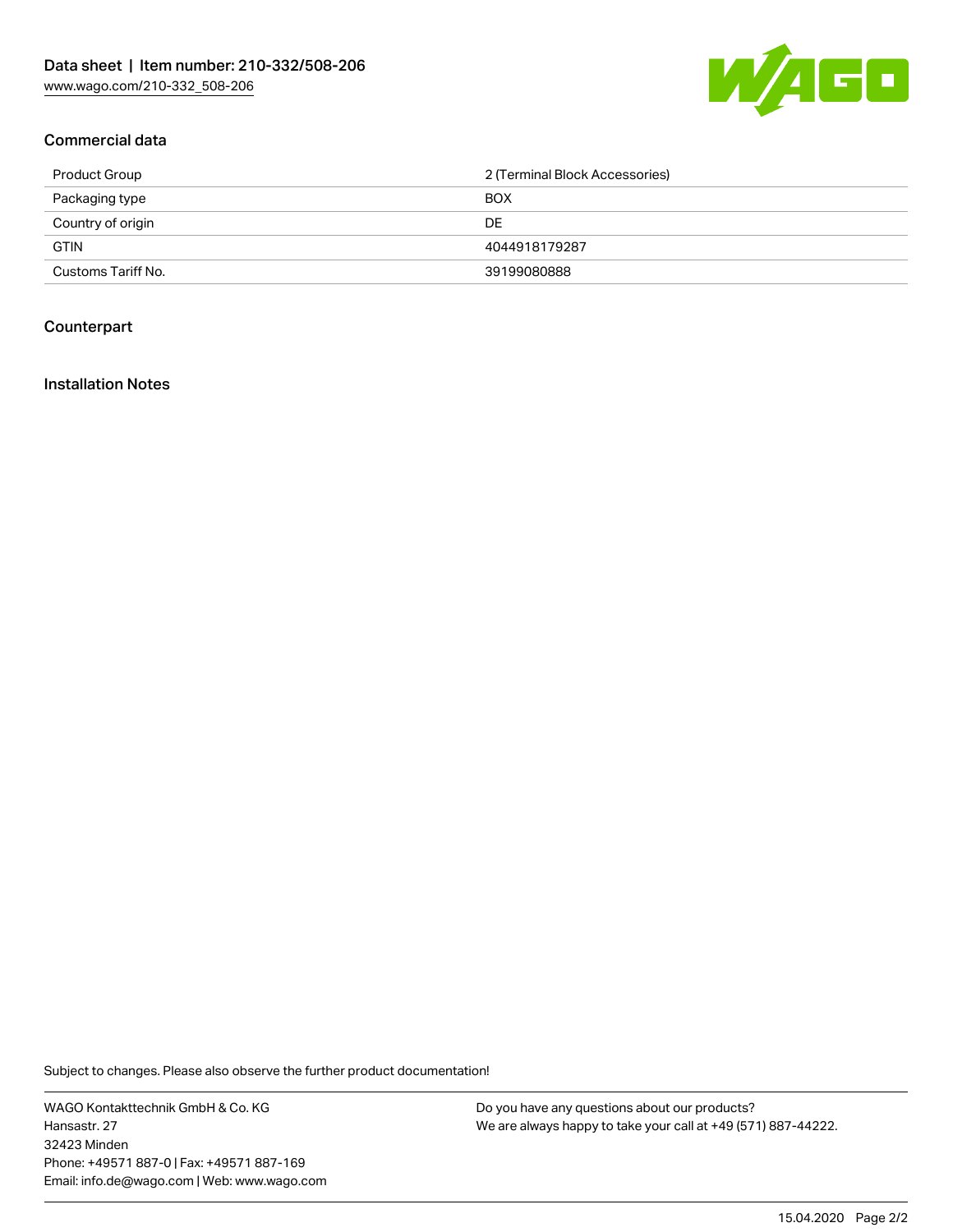## Commercial data

| | |
|---|---|
| Product Group | 2 (Terminal Block Accessories) |
| Packaging type | BOX |
| Country of origin | DE |
| GTIN | 4044918179287 |
| Customs Tariff No. | 39199080888 |

## Counterpart

## Installation Notes

Subject to changes. Please also observe the further product documentation!

WAGO Kontakttechnik GmbH & Co. KG
Hansastr. 27
32423 Minden
Phone: +49571 887-0 | Fax: +49571 887-169
Email: info.de@wago.com | Web: www.wago.com

Do you have any questions about our products?
We are always happy to take your call at +49 (571) 887-44222.